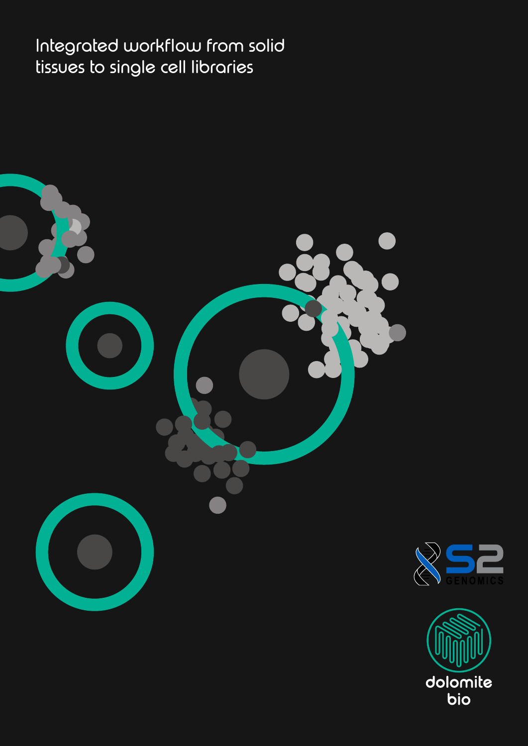# Integrated workflow from solid tissues to single cell libraries

S2 GENOMICS

dolomite bio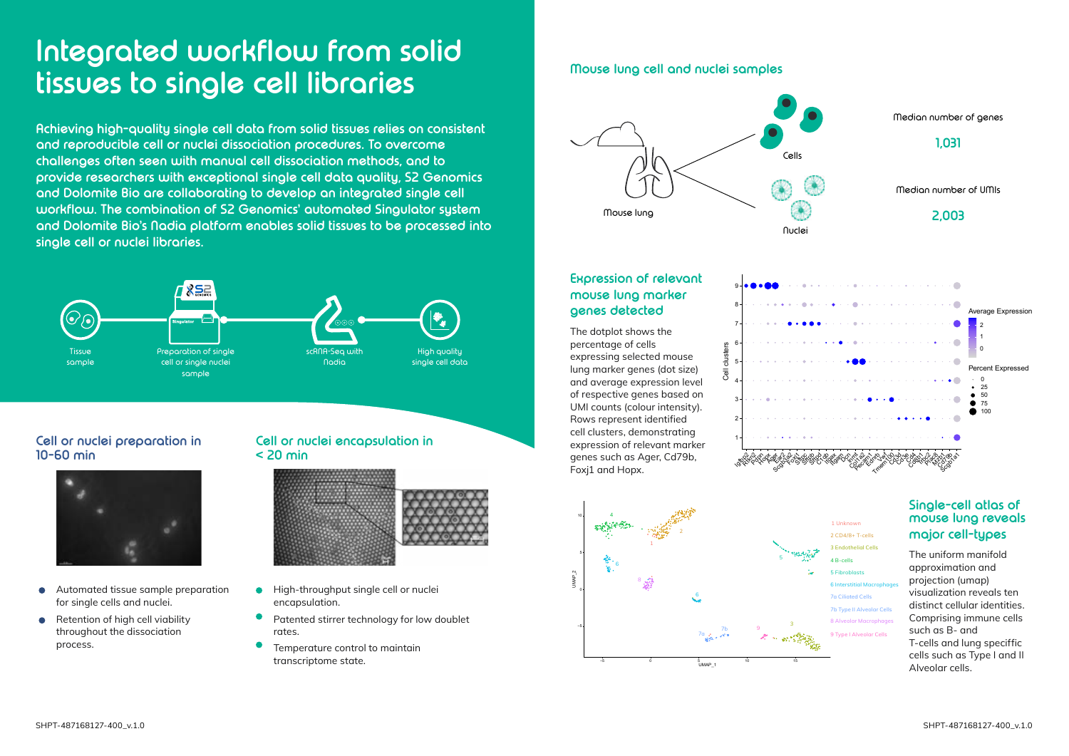# Integrated workflow from solid tissues to single cell libraries

**Achieving high-quality single cell data from solid tissues relies on consistent and reproducible cell or nuclei dissociation procedures. To overcome challenges often seen with manual cell dissociation methods, and to provide researchers with exceptional single cell data quality, S2 Genomics and Dolomite Bio are collaborating to develop an integrated single cell workflow. The combination of S2 Genomics' automated Singulator system and Dolomite Bio's Nadia platform enables solid tissues to be processed into single cell or nuclei libraries.**

Tissue sample → Preparation of single cell or single nuclei sample → scRNA-Seq with Nadia → High quality single cell data

## Cell or nuclei preparation in 10-60 min

- Automated tissue sample preparation for single cells and nuclei.
- Retention of high cell viability throughout the dissociation process.

## Cell or nuclei encapsulation in < 20 min

- High-throughput single cell or nuclei encapsulation.
- Patented stirrer technology for low doublet rates.
- Temperature control to maintain transcriptome state.

## Mouse lung cell and nuclei samples

Mouse lung → Cells / Nuclei

Median number of genes

**1,031**

Median number of UMIs

**2,003**

## Expression of relevant mouse lung marker genes detected

The dotplot shows the percentage of cells expressing selected mouse lung marker genes (dot size) and average expression level of respective genes based on UMI counts (colour intensity). Rows represent identified cell clusters, demonstrating expression of relevant marker genes such as Ager, Cd79b, Foxj1 and Hopx.

## Single-cell atlas of mouse lung reveals major cell-types

The uniform manifold approximation and projection (umap) visualization reveals ten distinct cellular identities. Comprising immune cells such as B- and T-cells and lung speciffic cells such as Type I and II Alveolar cells.

1 Unknown
2 CD4/8+ T-cells
3 Endothelial Cells
4 B-cells
5 Fibroblasts
6 Interstitial Macrophages
7a Ciliated Cells
7b Type II Alveolar Cells
8 Alveolar Macrophages
9 Type I Alveolar Cells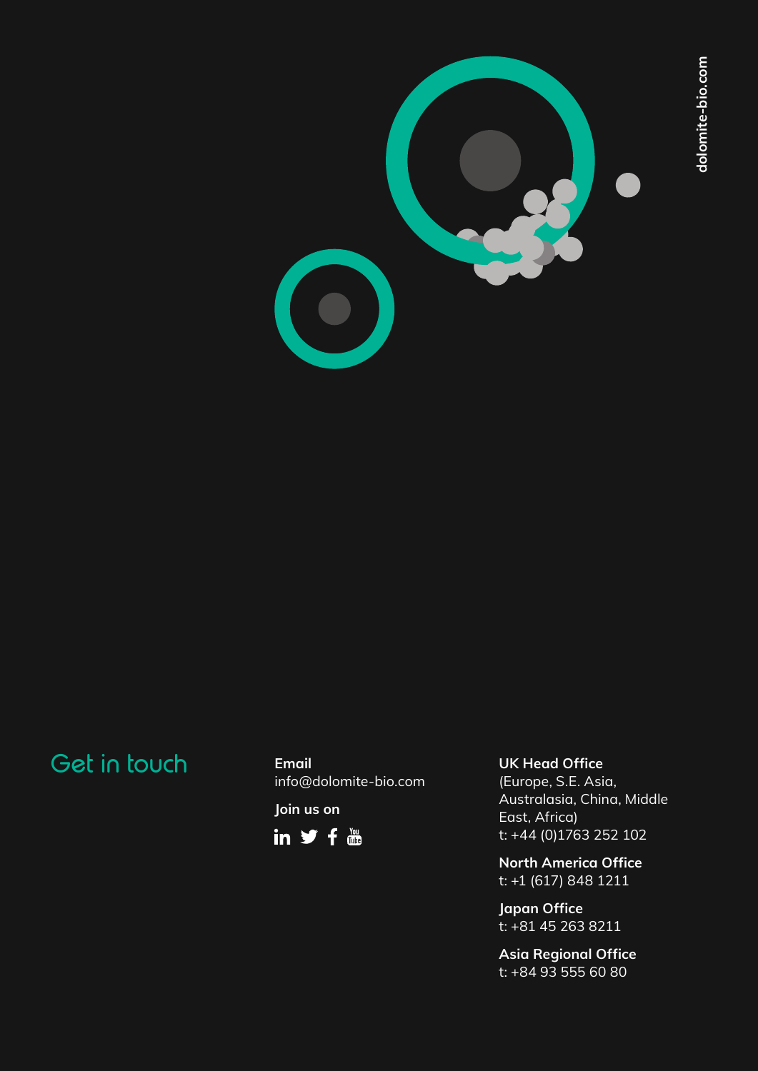dolomite-bio.com

## Get in touch

**Email**
info@dolomite-bio.com

**Join us on**

**UK Head Office**
(Europe, S.E. Asia, Australasia, China, Middle East, Africa)
t: +44 (0)1763 252 102

**North America Office**
t: +1 (617) 848 1211

**Japan Office**
t: +81 45 263 8211

**Asia Regional Office**
t: +84 93 555 60 80